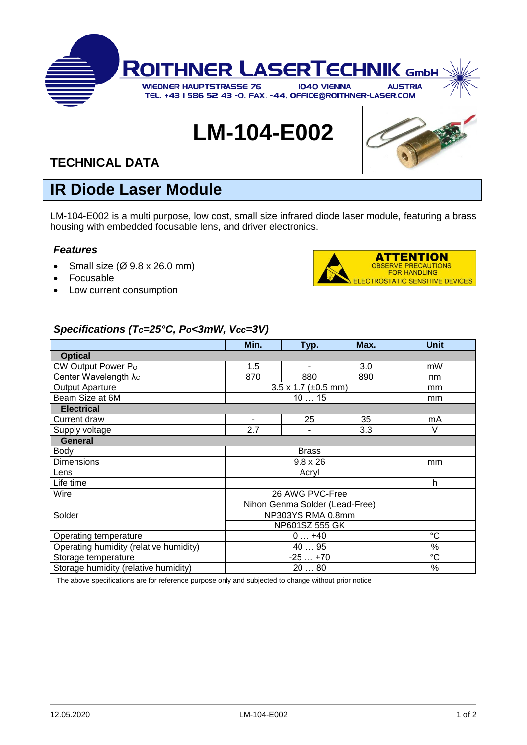ROITHNER LASERTECHNIK GmbH

WIEDNER HAUPTSTRASSE 76 1040 VIENNA AUSTRIA
TEL. +43 1 586 52 43 -0, FAX. -44, OFFICE@ROITHNER-LASER.COM

# LM-104-E002

## TECHNICAL DATA

## IR Diode Laser Module

LM-104-E002 is a multi purpose, low cost, small size infrared diode laser module, featuring a brass housing with embedded focusable lens, and driver electronics.

### *Features*

- Small size (Ø 9.8 x 26.0 mm)
- Focusable
- Low current consumption

**ATTENTION**
OBSERVE PRECAUTIONS FOR HANDLING ELECTROSTATIC SENSITIVE DEVICES

### *Specifications ($T_C$=25°C, $P_O$<3mW, $V_{CC}$=3V)*

| | Min. | Typ. | Max. | Unit |
|---|---|---|---|---|
| **Optical** | | | | |
| CW Output Power $P_O$ | 1.5 | - | 3.0 | mW |
| Center Wavelength $\lambda_C$ | 870 | 880 | 890 | nm |
| Output Aparture | 3.5 x 1.7 (±0.5 mm) | | | mm |
| Beam Size at 6M | 10 … 15 | | | mm |
| **Electrical** | | | | |
| Current draw | - | 25 | 35 | mA |
| Supply voltage | 2.7 | - | 3.3 | V |
| **General** | | | | |
| Body | Brass | | | |
| Dimensions | 9.8 x 26 | | | mm |
| Lens | Acryl | | | |
| Life time | | | | h |
| Wire | 26 AWG PVC-Free | | | |
| Solder | Nihon Genma Solder (Lead-Free) | | | |
| | NP303YS RMA 0.8mm | | | |
| | NP601SZ 555 GK | | | |
| Operating temperature | 0 … +40 | | | °C |
| Operating humidity (relative humidity) | 40 … 95 | | | % |
| Storage temperature | -25 … +70 | | | °C |
| Storage humidity (relative humidity) | 20 … 80 | | | % |

The above specifications are for reference purpose only and subjected to change without prior notice

12.05.2020 LM-104-E002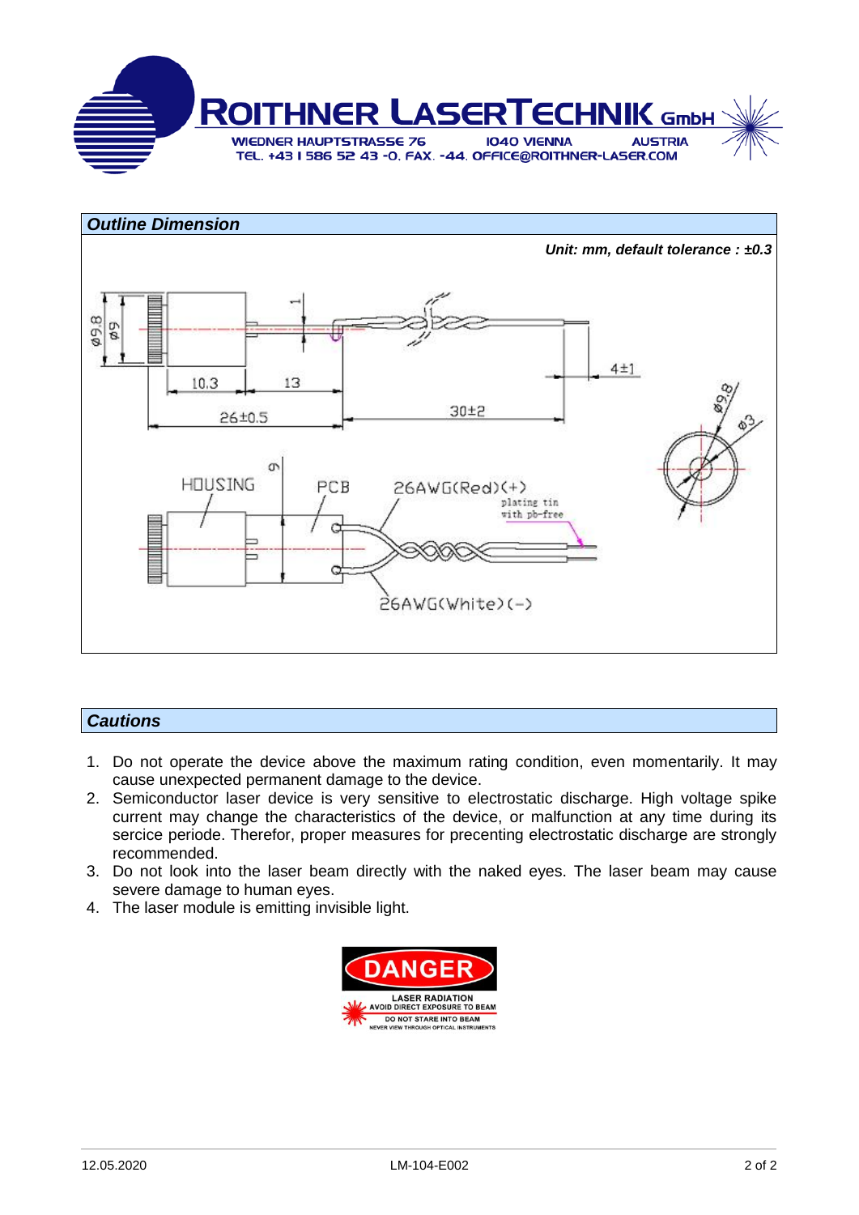## Outline Dimension

***Unit: mm, default tolerance : ±0.3***

Ø9.8
Ø9
10.3
13
26±0.5
30±2
4±1
Ø9.8
Ø3
HOUSING
PCB
26AWG(Red)(+)
plating tin with pb-free
26AWG(White)(–)

## Cautions

1. Do not operate the device above the maximum rating condition, even momentarily. It may cause unexpected permanent damage to the device.
2. Semiconductor laser device is very sensitive to electrostatic discharge. High voltage spike current may change the characteristics of the device, or malfunction at any time during its sercice periode. Therefor, proper measures for precenting electrostatic discharge are strongly recommended.
3. Do not look into the laser beam directly with the naked eyes. The laser beam may cause severe damage to human eyes.
4. The laser module is emitting invisible light.

DANGER
LASER RADIATION
AVOID DIRECT EXPOSURE TO BEAM
DO NOT STARE INTO BEAM
NEVER VIEW THROUGH OPTICAL INSTRUMENTS